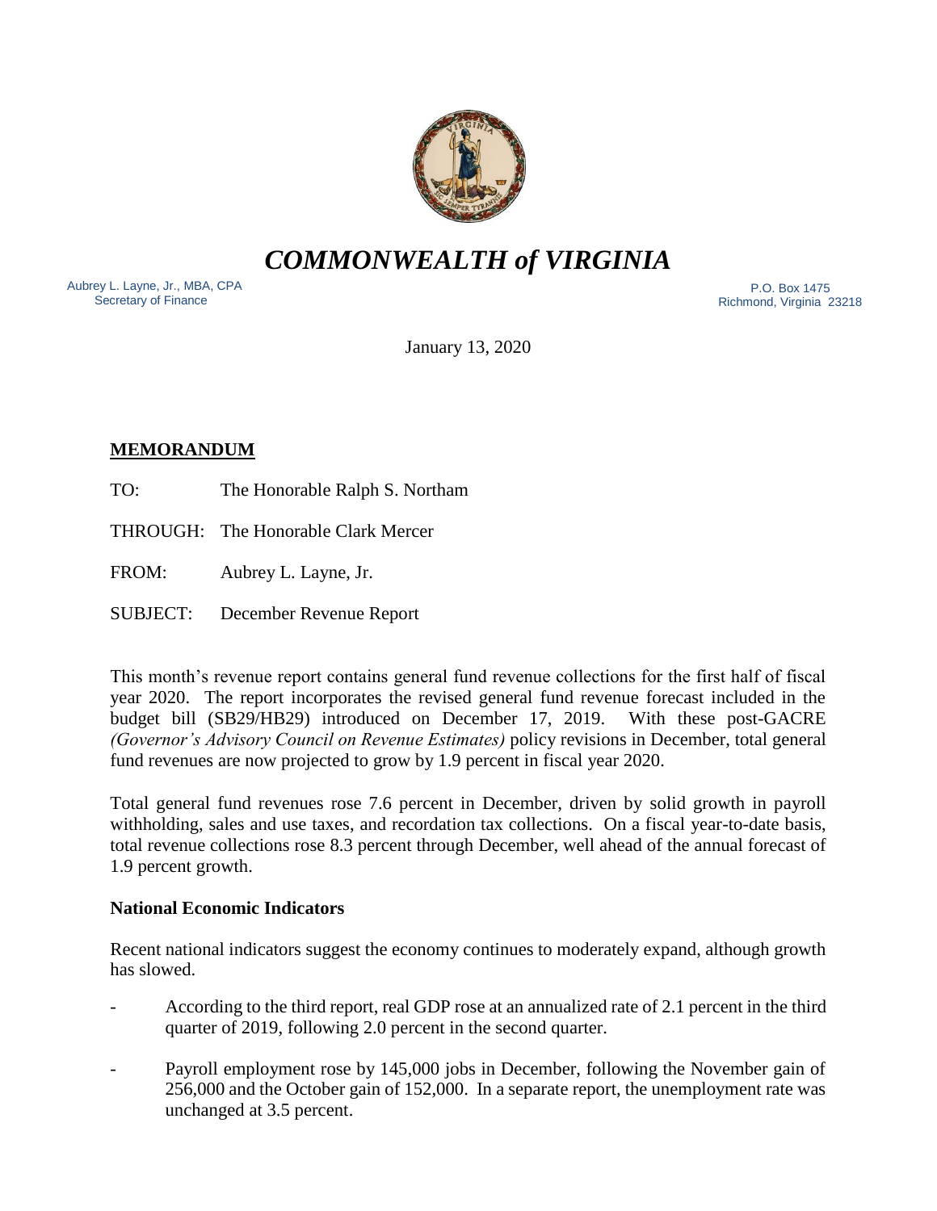# *COMMONWEALTH of VIRGINIA*

Aubrey L. Layne, Jr., MBA, CPA
Secretary of Finance

P.O. Box 1475
Richmond, Virginia 23218

January 13, 2020

**MEMORANDUM**

TO: The Honorable Ralph S. Northam

THROUGH: The Honorable Clark Mercer

FROM: Aubrey L. Layne, Jr.

SUBJECT: December Revenue Report

This month's revenue report contains general fund revenue collections for the first half of fiscal year 2020. The report incorporates the revised general fund revenue forecast included in the budget bill (SB29/HB29) introduced on December 17, 2019. With these post-GACRE *(Governor's Advisory Council on Revenue Estimates)* policy revisions in December, total general fund revenues are now projected to grow by 1.9 percent in fiscal year 2020.

Total general fund revenues rose 7.6 percent in December, driven by solid growth in payroll withholding, sales and use taxes, and recordation tax collections. On a fiscal year-to-date basis, total revenue collections rose 8.3 percent through December, well ahead of the annual forecast of 1.9 percent growth.

**National Economic Indicators**

Recent national indicators suggest the economy continues to moderately expand, although growth has slowed.

- According to the third report, real GDP rose at an annualized rate of 2.1 percent in the third quarter of 2019, following 2.0 percent in the second quarter.
- Payroll employment rose by 145,000 jobs in December, following the November gain of 256,000 and the October gain of 152,000. In a separate report, the unemployment rate was unchanged at 3.5 percent.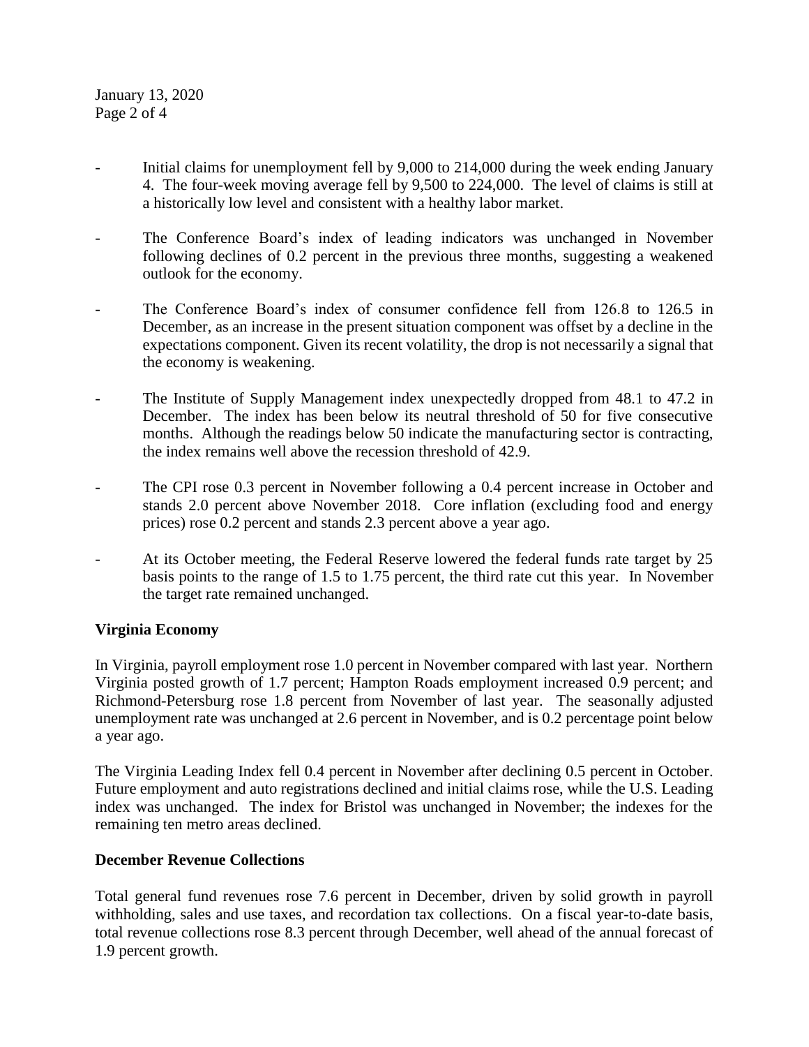- Initial claims for unemployment fell by 9,000 to 214,000 during the week ending January 4. The four-week moving average fell by 9,500 to 224,000. The level of claims is still at a historically low level and consistent with a healthy labor market.

- The Conference Board's index of leading indicators was unchanged in November following declines of 0.2 percent in the previous three months, suggesting a weakened outlook for the economy.

- The Conference Board's index of consumer confidence fell from 126.8 to 126.5 in December, as an increase in the present situation component was offset by a decline in the expectations component. Given its recent volatility, the drop is not necessarily a signal that the economy is weakening.

- The Institute of Supply Management index unexpectedly dropped from 48.1 to 47.2 in December. The index has been below its neutral threshold of 50 for five consecutive months. Although the readings below 50 indicate the manufacturing sector is contracting, the index remains well above the recession threshold of 42.9.

- The CPI rose 0.3 percent in November following a 0.4 percent increase in October and stands 2.0 percent above November 2018. Core inflation (excluding food and energy prices) rose 0.2 percent and stands 2.3 percent above a year ago.

- At its October meeting, the Federal Reserve lowered the federal funds rate target by 25 basis points to the range of 1.5 to 1.75 percent, the third rate cut this year. In November the target rate remained unchanged.

**Virginia Economy**

In Virginia, payroll employment rose 1.0 percent in November compared with last year. Northern Virginia posted growth of 1.7 percent; Hampton Roads employment increased 0.9 percent; and Richmond-Petersburg rose 1.8 percent from November of last year. The seasonally adjusted unemployment rate was unchanged at 2.6 percent in November, and is 0.2 percentage point below a year ago.

The Virginia Leading Index fell 0.4 percent in November after declining 0.5 percent in October. Future employment and auto registrations declined and initial claims rose, while the U.S. Leading index was unchanged. The index for Bristol was unchanged in November; the indexes for the remaining ten metro areas declined.

**December Revenue Collections**

Total general fund revenues rose 7.6 percent in December, driven by solid growth in payroll withholding, sales and use taxes, and recordation tax collections. On a fiscal year-to-date basis, total revenue collections rose 8.3 percent through December, well ahead of the annual forecast of 1.9 percent growth.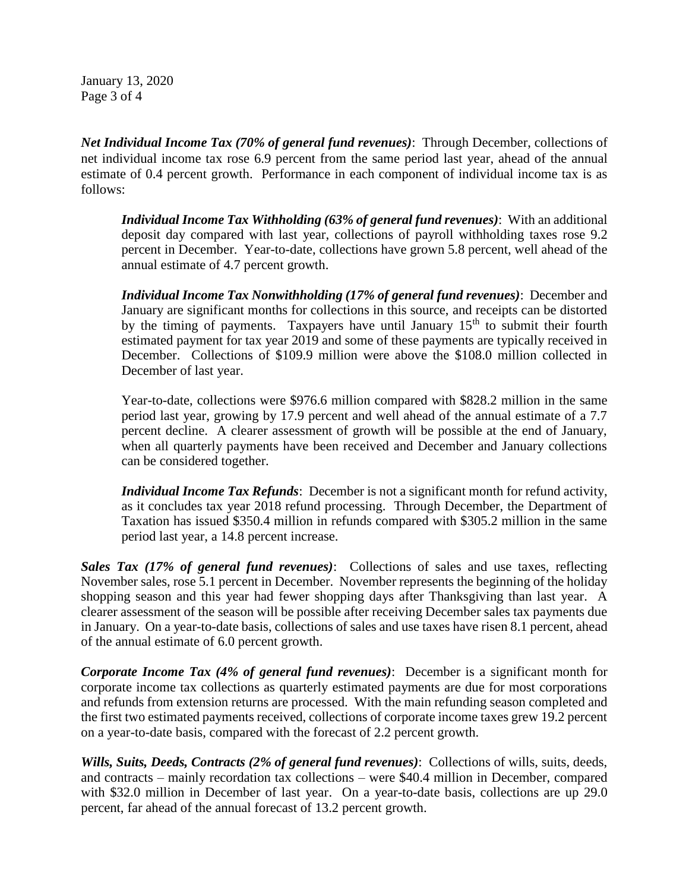***Net Individual Income Tax (70% of general fund revenues)***: Through December, collections of net individual income tax rose 6.9 percent from the same period last year, ahead of the annual estimate of 0.4 percent growth. Performance in each component of individual income tax is as follows:

> ***Individual Income Tax Withholding (63% of general fund revenues)***: With an additional deposit day compared with last year, collections of payroll withholding taxes rose 9.2 percent in December. Year-to-date, collections have grown 5.8 percent, well ahead of the annual estimate of 4.7 percent growth.
>
> ***Individual Income Tax Nonwithholding (17% of general fund revenues)***: December and January are significant months for collections in this source, and receipts can be distorted by the timing of payments. Taxpayers have until January 15th to submit their fourth estimated payment for tax year 2019 and some of these payments are typically received in December. Collections of $109.9 million were above the $108.0 million collected in December of last year.
>
> Year-to-date, collections were $976.6 million compared with $828.2 million in the same period last year, growing by 17.9 percent and well ahead of the annual estimate of a 7.7 percent decline. A clearer assessment of growth will be possible at the end of January, when all quarterly payments have been received and December and January collections can be considered together.
>
> ***Individual Income Tax Refunds***: December is not a significant month for refund activity, as it concludes tax year 2018 refund processing. Through December, the Department of Taxation has issued $350.4 million in refunds compared with $305.2 million in the same period last year, a 14.8 percent increase.

***Sales Tax (17% of general fund revenues)***: Collections of sales and use taxes, reflecting November sales, rose 5.1 percent in December. November represents the beginning of the holiday shopping season and this year had fewer shopping days after Thanksgiving than last year. A clearer assessment of the season will be possible after receiving December sales tax payments due in January. On a year-to-date basis, collections of sales and use taxes have risen 8.1 percent, ahead of the annual estimate of 6.0 percent growth.

***Corporate Income Tax (4% of general fund revenues)***: December is a significant month for corporate income tax collections as quarterly estimated payments are due for most corporations and refunds from extension returns are processed. With the main refunding season completed and the first two estimated payments received, collections of corporate income taxes grew 19.2 percent on a year-to-date basis, compared with the forecast of 2.2 percent growth.

***Wills, Suits, Deeds, Contracts (2% of general fund revenues)***: Collections of wills, suits, deeds, and contracts – mainly recordation tax collections – were $40.4 million in December, compared with $32.0 million in December of last year. On a year-to-date basis, collections are up 29.0 percent, far ahead of the annual forecast of 13.2 percent growth.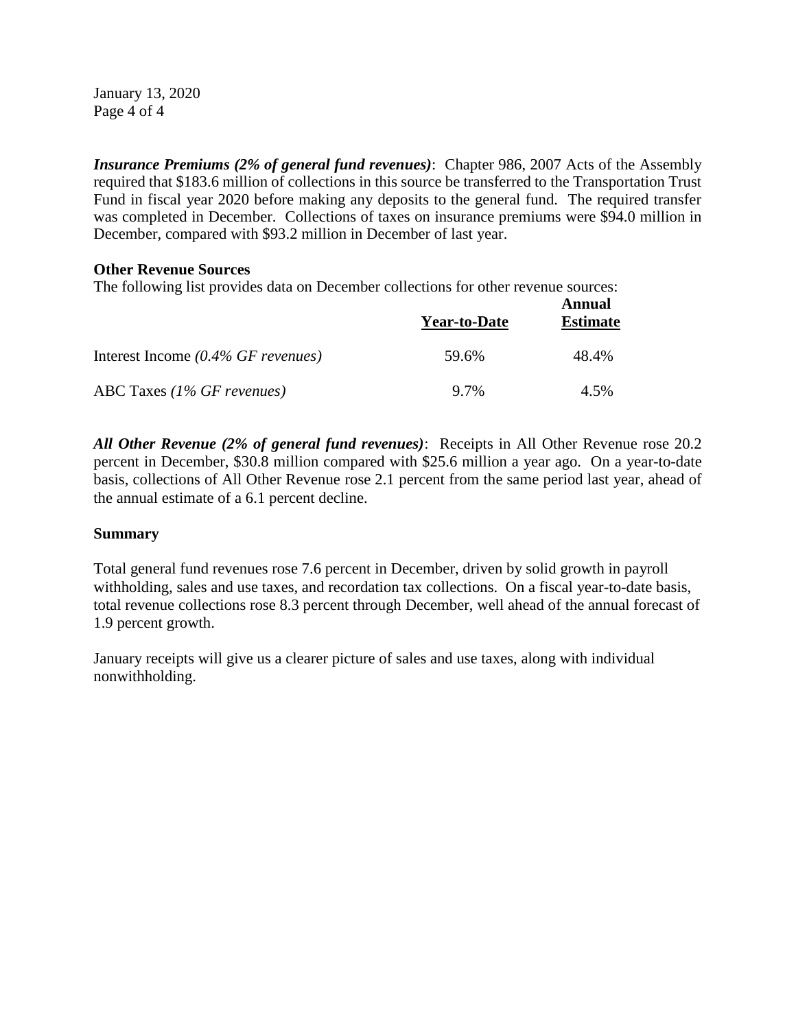***Insurance Premiums (2% of general fund revenues)***: Chapter 986, 2007 Acts of the Assembly required that $183.6 million of collections in this source be transferred to the Transportation Trust Fund in fiscal year 2020 before making any deposits to the general fund. The required transfer was completed in December. Collections of taxes on insurance premiums were $94.0 million in December, compared with $93.2 million in December of last year.

**Other Revenue Sources**

The following list provides data on December collections for other revenue sources:

| | Year-to-Date | Annual Estimate |
|---|---|---|
| Interest Income *(0.4% GF revenues)* | 59.6% | 48.4% |
| ABC Taxes *(1% GF revenues)* | 9.7% | 4.5% |

***All Other Revenue (2% of general fund revenues)***: Receipts in All Other Revenue rose 20.2 percent in December, $30.8 million compared with $25.6 million a year ago. On a year-to-date basis, collections of All Other Revenue rose 2.1 percent from the same period last year, ahead of the annual estimate of a 6.1 percent decline.

**Summary**

Total general fund revenues rose 7.6 percent in December, driven by solid growth in payroll withholding, sales and use taxes, and recordation tax collections. On a fiscal year-to-date basis, total revenue collections rose 8.3 percent through December, well ahead of the annual forecast of 1.9 percent growth.

January receipts will give us a clearer picture of sales and use taxes, along with individual nonwithholding.